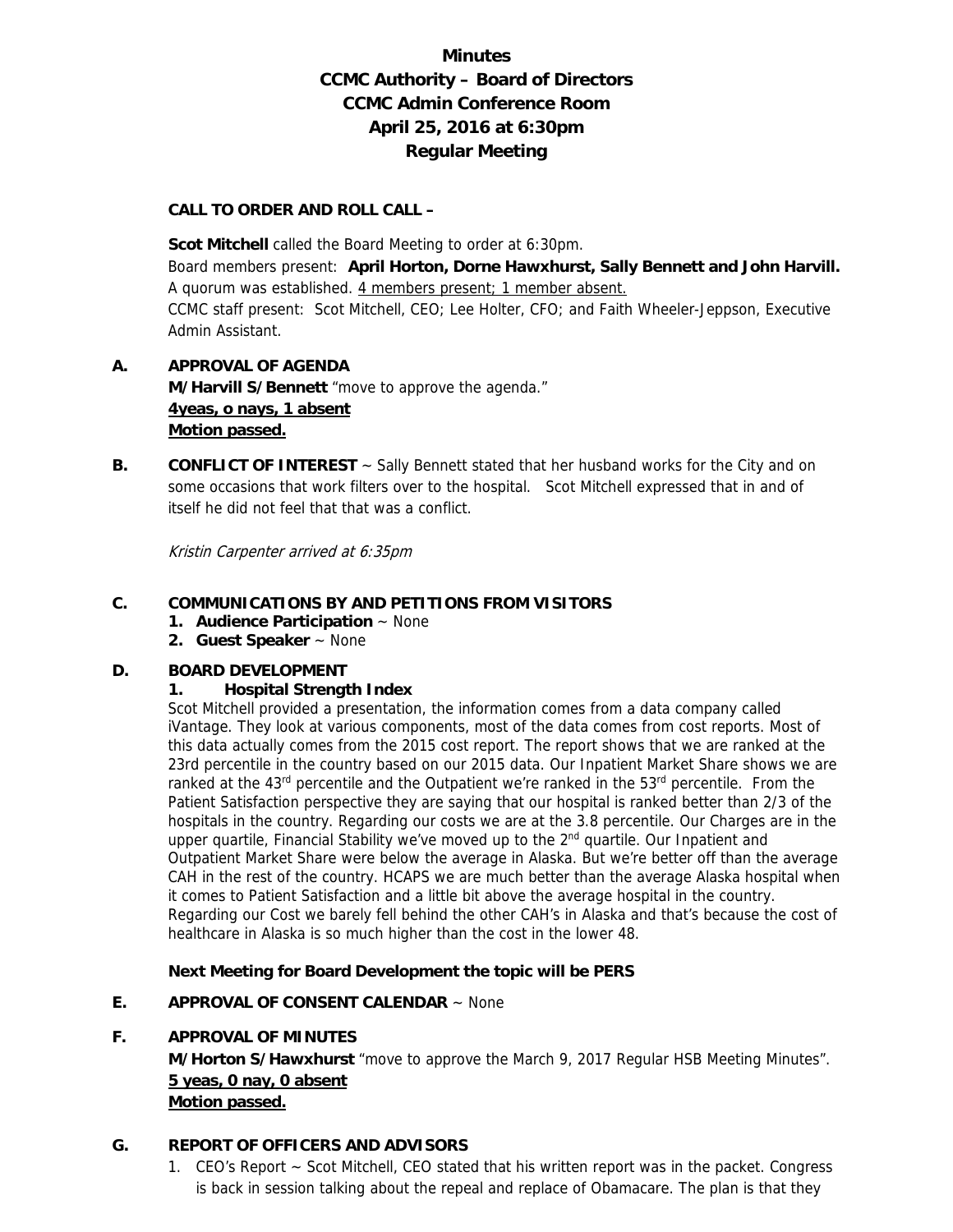# Minutes
# CCMC Authority – Board of Directors
# CCMC Admin Conference Room
# April 25, 2016 at 6:30pm
# Regular Meeting

**CALL TO ORDER AND ROLL CALL –**

**Scot Mitchell** called the Board Meeting to order at 6:30pm.
Board members present: **April Horton, Dorne Hawxhurst, Sally Bennett and John Harvill.**
A quorum was established. 4 members present; 1 member absent.
CCMC staff present: Scot Mitchell, CEO; Lee Holter, CFO; and Faith Wheeler-Jeppson, Executive Admin Assistant.

**A. APPROVAL OF AGENDA**
**M/Harvill S/Bennett** "move to approve the agenda."
**4yeas, o nays, 1 absent**
**Motion passed.**

**B. CONFLICT OF INTEREST** ~ Sally Bennett stated that her husband works for the City and on some occasions that work filters over to the hospital. Scot Mitchell expressed that in and of itself he did not feel that that was a conflict.

*Kristin Carpenter arrived at 6:35pm*

**C. COMMUNICATIONS BY AND PETITIONS FROM VISITORS**

1. **Audience Participation** ~ None
2. **Guest Speaker** ~ None

**D. BOARD DEVELOPMENT**

**1. Hospital Strength Index**

Scot Mitchell provided a presentation, the information comes from a data company called iVantage. They look at various components, most of the data comes from cost reports. Most of this data actually comes from the 2015 cost report. The report shows that we are ranked at the 23rd percentile in the country based on our 2015 data. Our Inpatient Market Share shows we are ranked at the 43rd percentile and the Outpatient we're ranked in the 53rd percentile. From the Patient Satisfaction perspective they are saying that our hospital is ranked better than 2/3 of the hospitals in the country. Regarding our costs we are at the 3.8 percentile. Our Charges are in the upper quartile, Financial Stability we've moved up to the 2nd quartile. Our Inpatient and Outpatient Market Share were below the average in Alaska. But we're better off than the average CAH in the rest of the country. HCAPS we are much better than the average Alaska hospital when it comes to Patient Satisfaction and a little bit above the average hospital in the country. Regarding our Cost we barely fell behind the other CAH's in Alaska and that's because the cost of healthcare in Alaska is so much higher than the cost in the lower 48.

**Next Meeting for Board Development the topic will be PERS**

**E. APPROVAL OF CONSENT CALENDAR** ~ None

**F. APPROVAL OF MINUTES**
**M/Horton S/Hawxhurst** "move to approve the March 9, 2017 Regular HSB Meeting Minutes".
**5 yeas, 0 nay, 0 absent**
**Motion passed.**

**G. REPORT OF OFFICERS AND ADVISORS**

1. CEO's Report ~ Scot Mitchell, CEO stated that his written report was in the packet. Congress is back in session talking about the repeal and replace of Obamacare. The plan is that they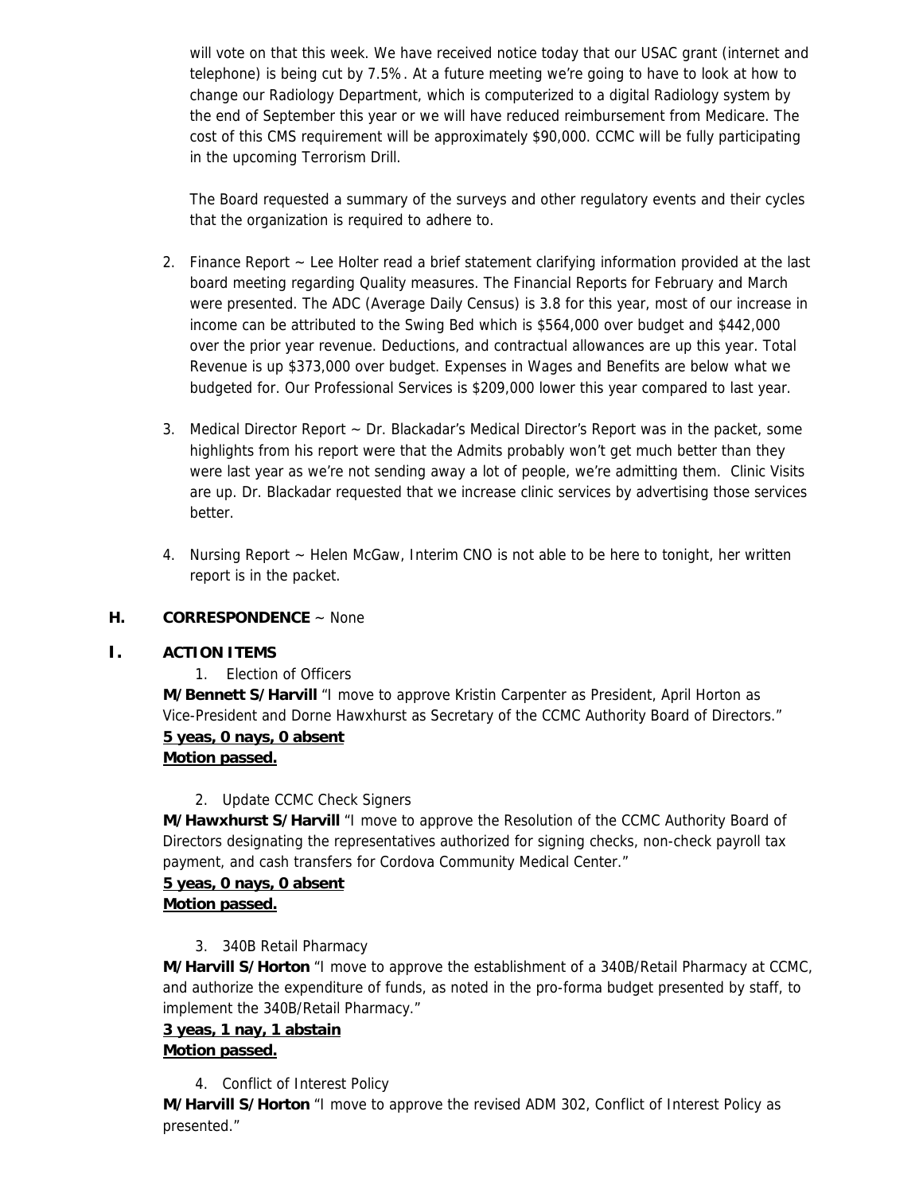will vote on that this week. We have received notice today that our USAC grant (internet and telephone) is being cut by 7.5%. At a future meeting we're going to have to look at how to change our Radiology Department, which is computerized to a digital Radiology system by the end of September this year or we will have reduced reimbursement from Medicare. The cost of this CMS requirement will be approximately $90,000. CCMC will be fully participating in the upcoming Terrorism Drill.

The Board requested a summary of the surveys and other regulatory events and their cycles that the organization is required to adhere to.

2. Finance Report ~ Lee Holter read a brief statement clarifying information provided at the last board meeting regarding Quality measures. The Financial Reports for February and March were presented. The ADC (Average Daily Census) is 3.8 for this year, most of our increase in income can be attributed to the Swing Bed which is $564,000 over budget and $442,000 over the prior year revenue. Deductions, and contractual allowances are up this year. Total Revenue is up $373,000 over budget. Expenses in Wages and Benefits are below what we budgeted for. Our Professional Services is $209,000 lower this year compared to last year.

3. Medical Director Report ~ Dr. Blackadar's Medical Director's Report was in the packet, some highlights from his report were that the Admits probably won't get much better than they were last year as we're not sending away a lot of people, we're admitting them. Clinic Visits are up. Dr. Blackadar requested that we increase clinic services by advertising those services better.

4. Nursing Report ~ Helen McGaw, Interim CNO is not able to be here to tonight, her written report is in the packet.

**H. CORRESPONDENCE** ~ None

**I. ACTION ITEMS**

1. Election of Officers

**M/Bennett S/Harvill** "I move to approve Kristin Carpenter as President, April Horton as Vice-President and Dorne Hawxhurst as Secretary of the CCMC Authority Board of Directors."

**5 yeas, 0 nays, 0 absent**

**Motion passed.**

2. Update CCMC Check Signers

**M/Hawxhurst S/Harvill** "I move to approve the Resolution of the CCMC Authority Board of Directors designating the representatives authorized for signing checks, non-check payroll tax payment, and cash transfers for Cordova Community Medical Center."

**5 yeas, 0 nays, 0 absent**

**Motion passed.**

3. 340B Retail Pharmacy

**M/Harvill S/Horton** "I move to approve the establishment of a 340B/Retail Pharmacy at CCMC, and authorize the expenditure of funds, as noted in the pro-forma budget presented by staff, to implement the 340B/Retail Pharmacy."

**3 yeas, 1 nay, 1 abstain**

**Motion passed.**

4. Conflict of Interest Policy

**M/Harvill S/Horton** "I move to approve the revised ADM 302, Conflict of Interest Policy as presented."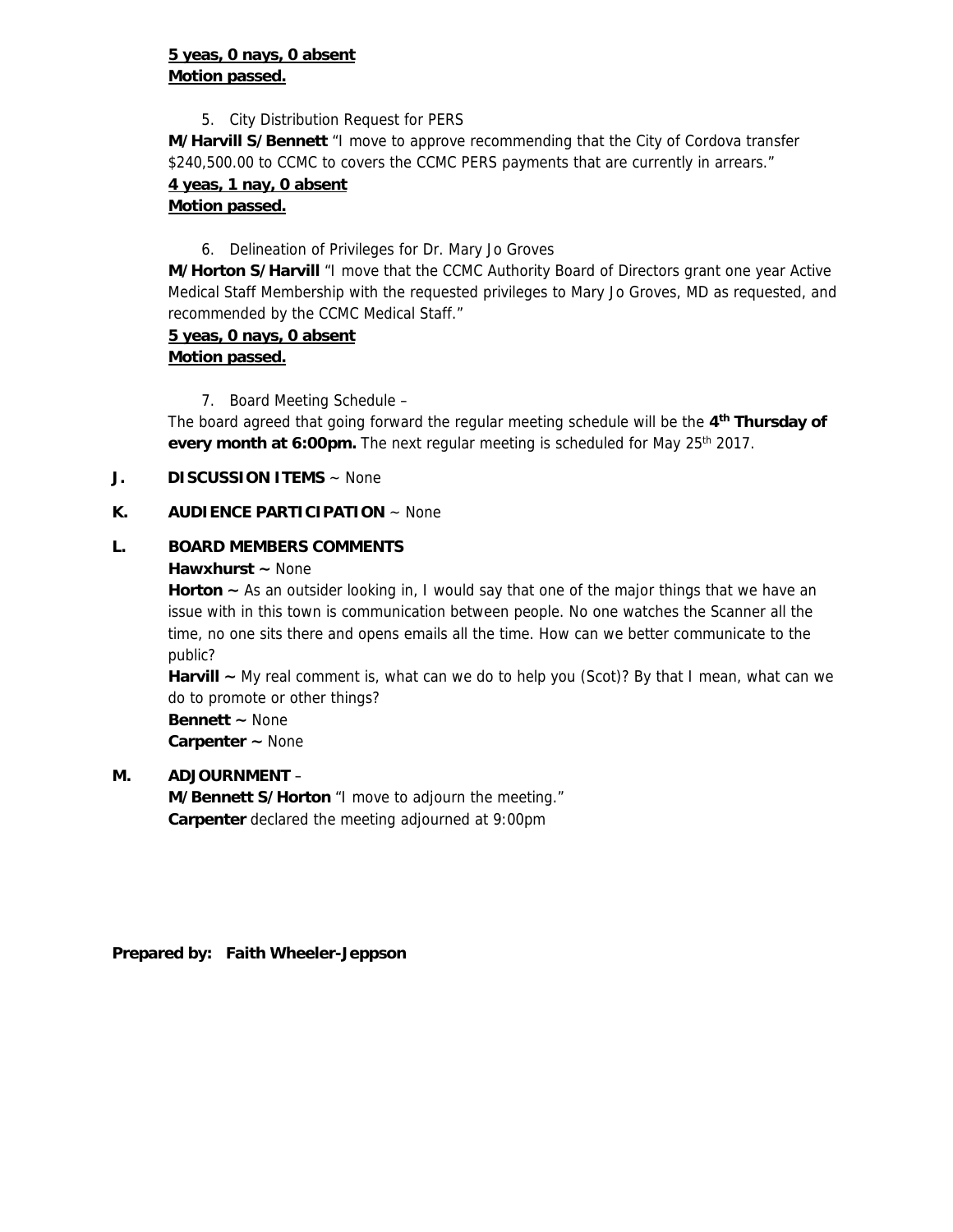**5 yeas, 0 nays, 0 absent**
**Motion passed.**

5. City Distribution Request for PERS

**M/Harvill S/Bennett** "I move to approve recommending that the City of Cordova transfer $240,500.00 to CCMC to covers the CCMC PERS payments that are currently in arrears."
**4 yeas, 1 nay, 0 absent**
**Motion passed.**

6. Delineation of Privileges for Dr. Mary Jo Groves

**M/Horton S/Harvill** "I move that the CCMC Authority Board of Directors grant one year Active Medical Staff Membership with the requested privileges to Mary Jo Groves, MD as requested, and recommended by the CCMC Medical Staff."
**5 yeas, 0 nays, 0 absent**
**Motion passed.**

7. Board Meeting Schedule –

The board agreed that going forward the regular meeting schedule will be the **4th Thursday of every month at 6:00pm.** The next regular meeting is scheduled for May 25th 2017.

**J. DISCUSSION ITEMS** ~ None

**K. AUDIENCE PARTICIPATION** ~ None

**L. BOARD MEMBERS COMMENTS**

**Hawxhurst ~** None
**Horton ~** As an outsider looking in, I would say that one of the major things that we have an issue with in this town is communication between people. No one watches the Scanner all the time, no one sits there and opens emails all the time. How can we better communicate to the public?
**Harvill ~** My real comment is, what can we do to help you (Scot)? By that I mean, what can we do to promote or other things?
**Bennett ~** None
**Carpenter ~** None

**M. ADJOURNMENT** –

**M/Bennett S/Horton** "I move to adjourn the meeting."
**Carpenter** declared the meeting adjourned at 9:00pm

**Prepared by: Faith Wheeler-Jeppson**